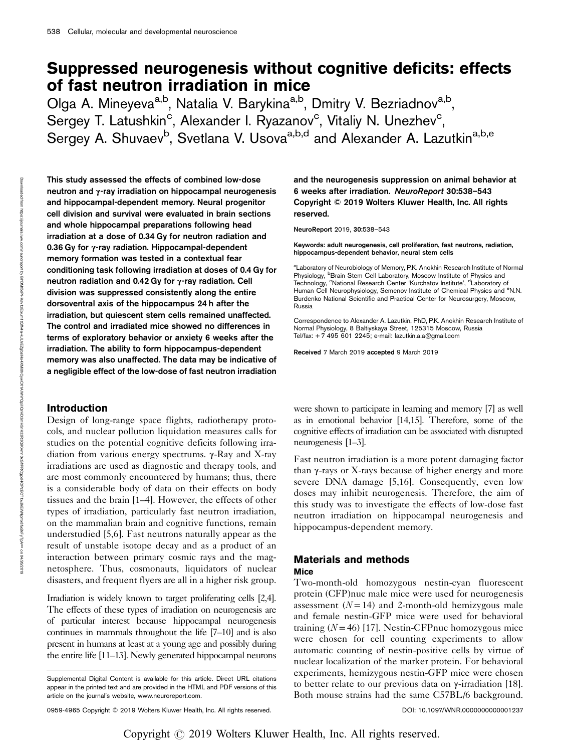# Suppressed neurogenesis without cognitive deficits: effects of fast neutron irradiation in mice

Olga A. Mineyeva[a,b], Natalia V. Barykina[a,b], Dmitry V. Bezriadnov[a,b], Sergey T. Latushkin[c], Alexander I. Ryazanov[c], Vitaliy N. Unezhev[c], Sergey A. Shuvaev[b], Svetlana V. Usova[a,b,d] and Alexander A. Lazutkin[a,b,e]

**This study assessed the effects of combined low-dose neutron and γ-ray irradiation on hippocampal neurogenesis and hippocampal-dependent memory. Neural progenitor cell division and survival were evaluated in brain sections and whole hippocampal preparations following head irradiation at a dose of 0.34 Gy for neutron radiation and 0.36 Gy for γ-ray radiation. Hippocampal-dependent memory formation was tested in a contextual fear conditioning task following irradiation at doses of 0.4 Gy for neutron radiation and 0.42 Gy for γ-ray radiation. Cell division was suppressed consistently along the entire dorsoventral axis of the hippocampus 24 h after the irradiation, but quiescent stem cells remained unaffected. The control and irradiated mice showed no differences in terms of exploratory behavior or anxiety 6 weeks after the irradiation. The ability to form hippocampus-dependent memory was also unaffected. The data may be indicative of a negligible effect of the low-dose of fast neutron irradiation and the neurogenesis suppression on animal behavior at 6 weeks after irradiation.** *NeuroReport* **30:538–543 Copyright © 2019 Wolters Kluwer Health, Inc. All rights reserved.**

NeuroReport 2019, **30**:538–543

**Keywords:** adult neurogenesis, cell proliferation, fast neutrons, radiation, hippocampus-dependent behavior, neural stem cells

[a]Laboratory of Neurobiology of Memory, P.K. Anokhin Research Institute of Normal Physiology, [b]Brain Stem Cell Laboratory, Moscow Institute of Physics and Technology, [c]National Research Center 'Kurchatov Institute', [d]Laboratory of Human Cell Neurophysiology, Semenov Institute of Chemical Physics and [e]N.N. Burdenko National Scientific and Practical Center for Neurosurgery, Moscow, Russia

Correspondence to Alexander A. Lazutkin, PhD, P.K. Anokhin Research Institute of Normal Physiology, 8 Baltiyskaya Street, 125315 Moscow, Russia
Tel/fax: + 7 495 601 2245; e-mail: lazutkin.a.a@gmail.com

**Received** 7 March 2019 **accepted** 9 March 2019

## Introduction

Design of long-range space flights, radiotherapy protocols, and nuclear pollution liquidation measures calls for studies on the potential cognitive deficits following irradiation from various energy spectrums. γ-Ray and X-ray irradiations are used as diagnostic and therapy tools, and are most commonly encountered by humans; thus, there is a considerable body of data on their effects on body tissues and the brain [1–4]. However, the effects of other types of irradiation, particularly fast neutron irradiation, on the mammalian brain and cognitive functions, remain understudied [5,6]. Fast neutrons naturally appear as the result of unstable isotope decay and as a product of an interaction between primary cosmic rays and the magnetosphere. Thus, cosmonauts, liquidators of nuclear disasters, and frequent flyers are all in a higher risk group.

Irradiation is widely known to target proliferating cells [2,4]. The effects of these types of irradiation on neurogenesis are of particular interest because hippocampal neurogenesis continues in mammals throughout the life [7–10] and is also present in humans at least at a young age and possibly during the entire life [11–13]. Newly generated hippocampal neurons were shown to participate in learning and memory [7] as well as in emotional behavior [14,15]. Therefore, some of the cognitive effects of irradiation can be associated with disrupted neurogenesis [1–3].

Fast neutron irradiation is a more potent damaging factor than γ-rays or X-rays because of higher energy and more severe DNA damage [5,16]. Consequently, even low doses may inhibit neurogenesis. Therefore, the aim of this study was to investigate the effects of low-dose fast neutron irradiation on hippocampal neurogenesis and hippocampus-dependent memory.

## Materials and methods

### Mice

Two-month-old homozygous nestin-cyan fluorescent protein (CFP)nuc male mice were used for neurogenesis assessment ($N = 14$) and 2-month-old hemizygous male and female nestin-GFP mice were used for behavioral training ($N = 46$) [17]. Nestin-CFPnuc homozygous mice were chosen for cell counting experiments to allow automatic counting of nestin-positive cells by virtue of nuclear localization of the marker protein. For behavioral experiments, hemizygous nestin-GFP mice were chosen to better relate to our previous data on γ-irradiation [18]. Both mouse strains had the same C57BL/6 background.

Supplemental Digital Content is available for this article. Direct URL citations appear in the printed text and are provided in the HTML and PDF versions of this article on the journal's website, www.neuroreport.com.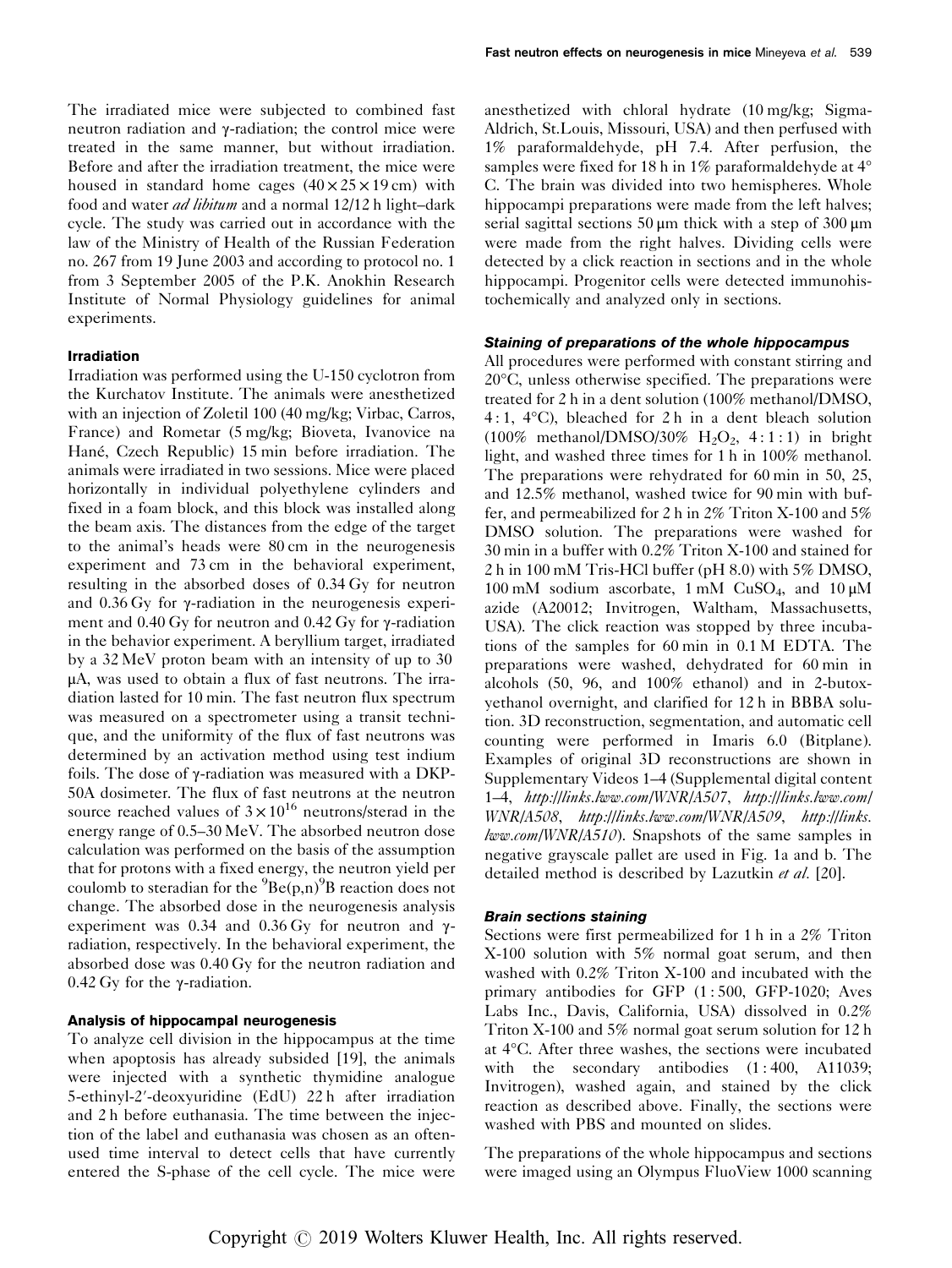The irradiated mice were subjected to combined fast neutron radiation and γ-radiation; the control mice were treated in the same manner, but without irradiation. Before and after the irradiation treatment, the mice were housed in standard home cages ($40 \times 25 \times 19$ cm) with food and water *ad libitum* and a normal 12/12 h light–dark cycle. The study was carried out in accordance with the law of the Ministry of Health of the Russian Federation no. 267 from 19 June 2003 and according to protocol no. 1 from 3 September 2005 of the P.K. Anokhin Research Institute of Normal Physiology guidelines for animal experiments.

### Irradiation

Irradiation was performed using the U-150 cyclotron from the Kurchatov Institute. The animals were anesthetized with an injection of Zoletil 100 (40 mg/kg; Virbac, Carros, France) and Rometar (5 mg/kg; Bioveta, Ivanovice na Hané, Czech Republic) 15 min before irradiation. The animals were irradiated in two sessions. Mice were placed horizontally in individual polyethylene cylinders and fixed in a foam block, and this block was installed along the beam axis. The distances from the edge of the target to the animal's heads were 80 cm in the neurogenesis experiment and 73 cm in the behavioral experiment, resulting in the absorbed doses of 0.34 Gy for neutron and 0.36 Gy for γ-radiation in the neurogenesis experiment and 0.40 Gy for neutron and 0.42 Gy for γ-radiation in the behavior experiment. A beryllium target, irradiated by a 32 MeV proton beam with an intensity of up to 30 μA, was used to obtain a flux of fast neutrons. The irradiation lasted for 10 min. The fast neutron flux spectrum was measured on a spectrometer using a transit technique, and the uniformity of the flux of fast neutrons was determined by an activation method using test indium foils. The dose of γ-radiation was measured with a DKP-50A dosimeter. The flux of fast neutrons at the neutron source reached values of $3 \times 10^{16}$ neutrons/sterad in the energy range of 0.5–30 MeV. The absorbed neutron dose calculation was performed on the basis of the assumption that for protons with a fixed energy, the neutron yield per coulomb to steradian for the $^{9}Be(p,n)^{9}B$ reaction does not change. The absorbed dose in the neurogenesis analysis experiment was 0.34 and 0.36 Gy for neutron and γ-radiation, respectively. In the behavioral experiment, the absorbed dose was 0.40 Gy for the neutron radiation and 0.42 Gy for the γ-radiation.

### Analysis of hippocampal neurogenesis

To analyze cell division in the hippocampus at the time when apoptosis has already subsided [19], the animals were injected with a synthetic thymidine analogue 5-ethinyl-2′-deoxyuridine (EdU) 22 h after irradiation and 2 h before euthanasia. The time between the injection of the label and euthanasia was chosen as an often-used time interval to detect cells that have currently entered the S-phase of the cell cycle. The mice were anesthetized with chloral hydrate (10 mg/kg; Sigma-Aldrich, St.Louis, Missouri, USA) and then perfused with 1% paraformaldehyde, pH 7.4. After perfusion, the samples were fixed for 18 h in 1% paraformaldehyde at 4° C. The brain was divided into two hemispheres. Whole hippocampi preparations were made from the left halves; serial sagittal sections 50 μm thick with a step of 300 μm were made from the right halves. Dividing cells were detected by a click reaction in sections and in the whole hippocampi. Progenitor cells were detected immunohistochemically and analyzed only in sections.

#### *Staining of preparations of the whole hippocampus*

All procedures were performed with constant stirring and 20°C, unless otherwise specified. The preparations were treated for 2 h in a dent solution (100% methanol/DMSO, 4 : 1, 4°C), bleached for 2 h in a dent bleach solution (100% methanol/DMSO/30% $H_2O_2$, 4 : 1 : 1) in bright light, and washed three times for 1 h in 100% methanol. The preparations were rehydrated for 60 min in 50, 25, and 12.5% methanol, washed twice for 90 min with buffer, and permeabilized for 2 h in 2% Triton X-100 and 5% DMSO solution. The preparations were washed for 30 min in a buffer with 0.2% Triton X-100 and stained for 2 h in 100 mM Tris-HCl buffer (pH 8.0) with 5% DMSO, 100 mM sodium ascorbate, 1 mM $CuSO_4$, and 10 μM azide (A20012; Invitrogen, Waltham, Massachusetts, USA). The click reaction was stopped by three incubations of the samples for 60 min in 0.1 M EDTA. The preparations were washed, dehydrated for 60 min in alcohols (50, 96, and 100% ethanol) and in 2-butoxyethanol overnight, and clarified for 12 h in BBBA solution. 3D reconstruction, segmentation, and automatic cell counting were performed in Imaris 6.0 (Bitplane). Examples of original 3D reconstructions are shown in Supplementary Videos 1–4 (Supplemental digital content 1–4, *http://links.lww.com/WNR/A507*, *http://links.lww.com/WNR/A508*, *http://links.lww.com/WNR/A509*, *http://links.lww.com/WNR/A510*). Snapshots of the same samples in negative grayscale pallet are used in Fig. 1a and b. The detailed method is described by Lazutkin *et al.* [20].

#### *Brain sections staining*

Sections were first permeabilized for 1 h in a 2% Triton X-100 solution with 5% normal goat serum, and then washed with 0.2% Triton X-100 and incubated with the primary antibodies for GFP (1 : 500, GFP-1020; Aves Labs Inc., Davis, California, USA) dissolved in 0.2% Triton X-100 and 5% normal goat serum solution for 12 h at 4°C. After three washes, the sections were incubated with the secondary antibodies (1 : 400, A11039; Invitrogen), washed again, and stained by the click reaction as described above. Finally, the sections were washed with PBS and mounted on slides.

The preparations of the whole hippocampus and sections were imaged using an Olympus FluoView 1000 scanning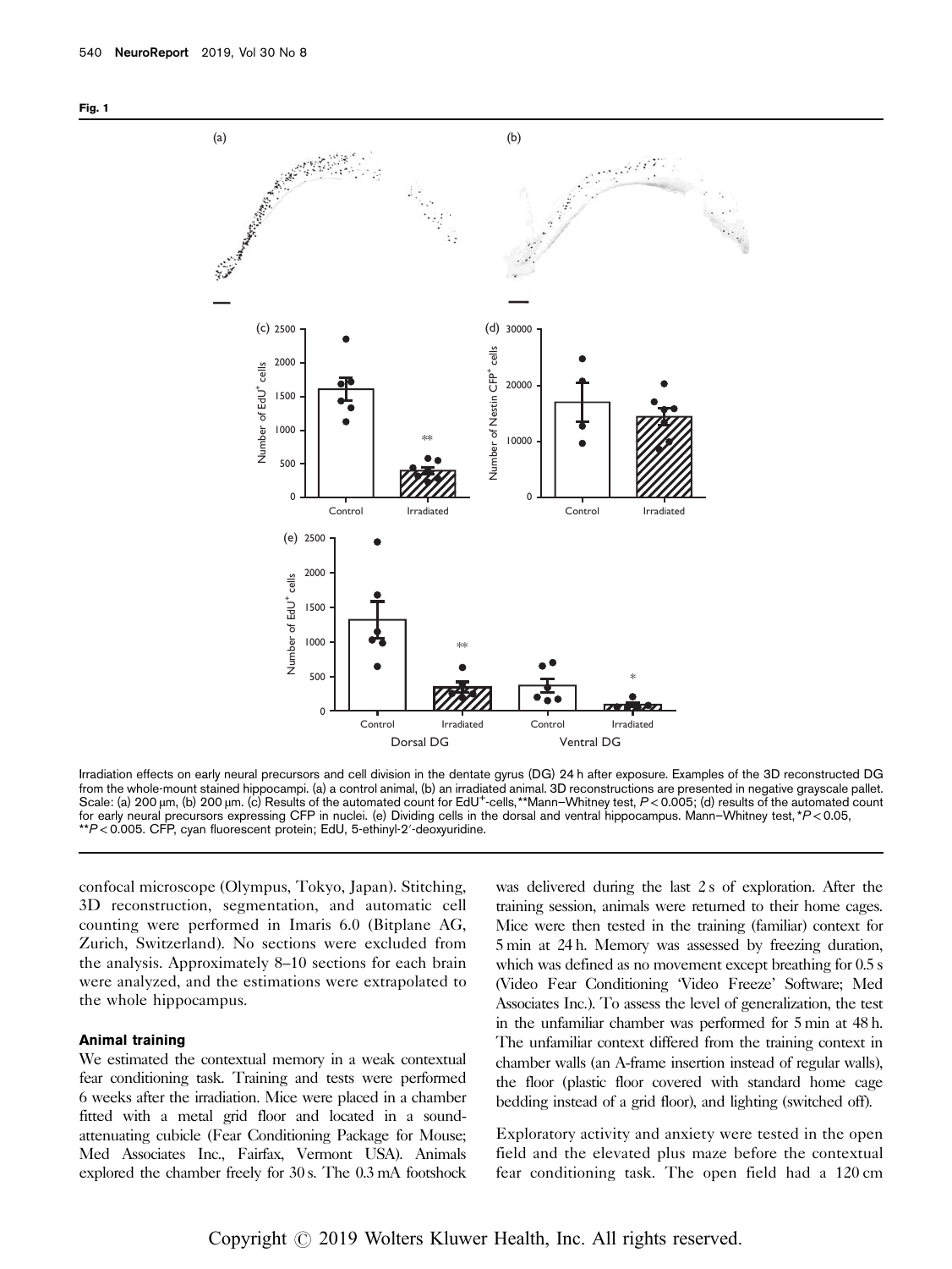**Fig. 1**

Irradiation effects on early neural precursors and cell division in the dentate gyrus (DG) 24 h after exposure. Examples of the 3D reconstructed DG from the whole-mount stained hippocampi. (a) a control animal, (b) an irradiated animal. 3D reconstructions are presented in negative grayscale pallet. Scale: (a) 200 μm, (b) 200 μm. (c) Results of the automated count for EdU$^{+}$-cells,**Mann–Whitney test, $P < 0.005$; (d) results of the automated count for early neural precursors expressing CFP in nuclei. (e) Dividing cells in the dorsal and ventral hippocampus. Mann–Whitney test, *$P < 0.05$, **$P < 0.005$. CFP, cyan fluorescent protein; EdU, 5-ethinyl-2′-deoxyuridine.

confocal microscope (Olympus, Tokyo, Japan). Stitching, 3D reconstruction, segmentation, and automatic cell counting were performed in Imaris 6.0 (Bitplane AG, Zurich, Switzerland). No sections were excluded from the analysis. Approximately 8–10 sections for each brain were analyzed, and the estimations were extrapolated to the whole hippocampus.

### Animal training

We estimated the contextual memory in a weak contextual fear conditioning task. Training and tests were performed 6 weeks after the irradiation. Mice were placed in a chamber fitted with a metal grid floor and located in a sound-attenuating cubicle (Fear Conditioning Package for Mouse; Med Associates Inc., Fairfax, Vermont USA). Animals explored the chamber freely for 30 s. The 0.3 mA footshock was delivered during the last 2 s of exploration. After the training session, animals were returned to their home cages. Mice were then tested in the training (familiar) context for 5 min at 24 h. Memory was assessed by freezing duration, which was defined as no movement except breathing for 0.5 s (Video Fear Conditioning 'Video Freeze' Software; Med Associates Inc.). To assess the level of generalization, the test in the unfamiliar chamber was performed for 5 min at 48 h. The unfamiliar context differed from the training context in chamber walls (an A-frame insertion instead of regular walls), the floor (plastic floor covered with standard home cage bedding instead of a grid floor), and lighting (switched off).

Exploratory activity and anxiety were tested in the open field and the elevated plus maze before the contextual fear conditioning task. The open field had a 120 cm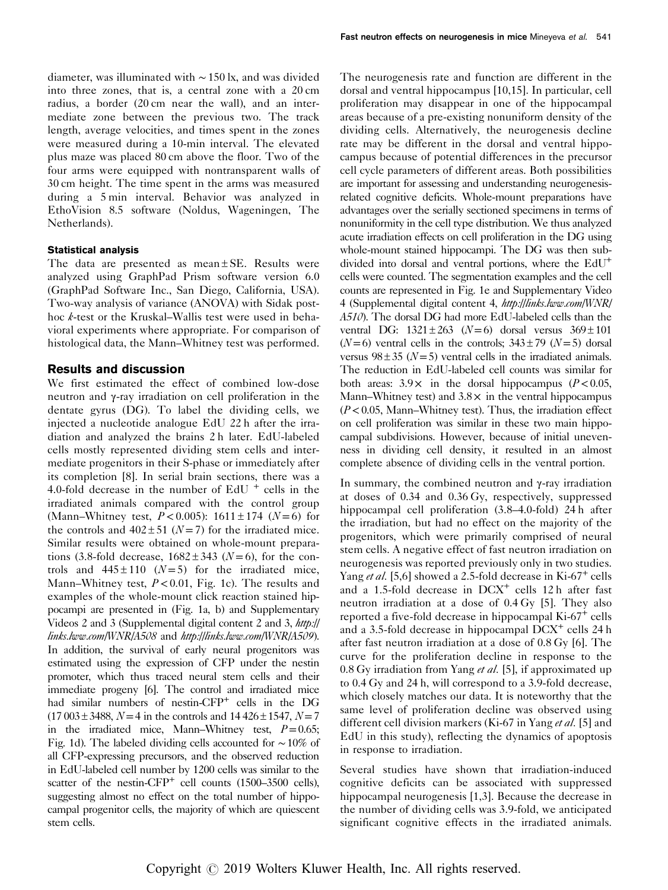diameter, was illuminated with $\sim$150 lx, and was divided into three zones, that is, a central zone with a 20 cm radius, a border (20 cm near the wall), and an intermediate zone between the previous two. The track length, average velocities, and times spent in the zones were measured during a 10-min interval. The elevated plus maze was placed 80 cm above the floor. Two of the four arms were equipped with nontransparent walls of 30 cm height. The time spent in the arms was measured during a 5 min interval. Behavior was analyzed in EthoVision 8.5 software (Noldus, Wageningen, The Netherlands).

### Statistical analysis

The data are presented as mean ± SE. Results were analyzed using GraphPad Prism software version 6.0 (GraphPad Software Inc., San Diego, California, USA). Two-way analysis of variance (ANOVA) with Sidak post-hoc *k*-test or the Kruskal–Wallis test were used in behavioral experiments where appropriate. For comparison of histological data, the Mann–Whitney test was performed.

## Results and discussion

We first estimated the effect of combined low-dose neutron and γ-ray irradiation on cell proliferation in the dentate gyrus (DG). To label the dividing cells, we injected a nucleotide analogue EdU 22 h after the irradiation and analyzed the brains 2 h later. EdU-labeled cells mostly represented dividing stem cells and intermediate progenitors in their S-phase or immediately after its completion [8]. In serial brain sections, there was a 4.0-fold decrease in the number of $EdU^+$ cells in the irradiated animals compared with the control group (Mann–Whitney test, $P<0.005$): 1611 ± 174 ($N=6$) for the controls and 402 ± 51 ($N=7$) for the irradiated mice. Similar results were obtained on whole-mount preparations (3.8-fold decrease, 1682 ± 343 ($N=6$), for the controls and 445 ± 110 ($N=5$) for the irradiated mice, Mann–Whitney test, $P<0.01$, Fig. 1c). The results and examples of the whole-mount click reaction stained hippocampi are presented in (Fig. 1a, b) and Supplementary Videos 2 and 3 (Supplemental digital content 2 and 3, *http://links.lww.com/WNR/A508* and *http://links.lww.com/WNR/A509*). In addition, the survival of early neural progenitors was estimated using the expression of CFP under the nestin promoter, which thus traced neural stem cells and their immediate progeny [6]. The control and irradiated mice had similar numbers of nestin-$CFP^+$ cells in the DG (17 003 ± 3488, $N=4$ in the controls and 14 426 ± 1547, $N=7$ in the irradiated mice, Mann–Whitney test, $P=0.65$; Fig. 1d). The labeled dividing cells accounted for $\sim$10% of all CFP-expressing precursors, and the observed reduction in EdU-labeled cell number by 1200 cells was similar to the scatter of the nestin-$CFP^+$ cell counts (1500–3500 cells), suggesting almost no effect on the total number of hippocampal progenitor cells, the majority of which are quiescent stem cells.

The neurogenesis rate and function are different in the dorsal and ventral hippocampus [10,15]. In particular, cell proliferation may disappear in one of the hippocampal areas because of a pre-existing nonuniform density of the dividing cells. Alternatively, the neurogenesis decline rate may be different in the dorsal and ventral hippocampus because of potential differences in the precursor cell cycle parameters of different areas. Both possibilities are important for assessing and understanding neurogenesis-related cognitive deficits. Whole-mount preparations have advantages over the serially sectioned specimens in terms of nonuniformity in the cell type distribution. We thus analyzed acute irradiation effects on cell proliferation in the DG using whole-mount stained hippocampi. The DG was then subdivided into dorsal and ventral portions, where the $EdU^+$ cells were counted. The segmentation examples and the cell counts are represented in Fig. 1e and Supplementary Video 4 (Supplemental digital content 4, *http://links.lww.com/WNR/A510*). The dorsal DG had more EdU-labeled cells than the ventral DG: 1321 ± 263 ($N=6$) dorsal versus 369 ± 101 ($N=6$) ventral cells in the controls; 343 ± 79 ($N=5$) dorsal versus 98 ± 35 ($N=5$) ventral cells in the irradiated animals. The reduction in EdU-labeled cell counts was similar for both areas: 3.9× in the dorsal hippocampus ($P<0.05$, Mann–Whitney test) and 3.8× in the ventral hippocampus ($P<0.05$, Mann–Whitney test). Thus, the irradiation effect on cell proliferation was similar in these two main hippocampal subdivisions. However, because of initial unevenness in dividing cell density, it resulted in an almost complete absence of dividing cells in the ventral portion.

In summary, the combined neutron and γ-ray irradiation at doses of 0.34 and 0.36 Gy, respectively, suppressed hippocampal cell proliferation (3.8–4.0-fold) 24 h after the irradiation, but had no effect on the majority of the progenitors, which were primarily comprised of neural stem cells. A negative effect of fast neutron irradiation on neurogenesis was reported previously only in two studies. Yang *et al.* [5,6] showed a 2.5-fold decrease in Ki-$67^+$ cells and a 1.5-fold decrease in $DCX^+$ cells 12 h after fast neutron irradiation at a dose of 0.4 Gy [5]. They also reported a five-fold decrease in hippocampal Ki-$67^+$ cells and a 3.5-fold decrease in hippocampal $DCX^+$ cells 24 h after fast neutron irradiation at a dose of 0.8 Gy [6]. The curve for the proliferation decline in response to the 0.8 Gy irradiation from Yang *et al.* [5], if approximated up to 0.4 Gy and 24 h, will correspond to a 3.9-fold decrease, which closely matches our data. It is noteworthy that the same level of proliferation decline was observed using different cell division markers (Ki-67 in Yang *et al.* [5] and EdU in this study), reflecting the dynamics of apoptosis in response to irradiation.

Several studies have shown that irradiation-induced cognitive deficits can be associated with suppressed hippocampal neurogenesis [1,3]. Because the decrease in the number of dividing cells was 3.9-fold, we anticipated significant cognitive effects in the irradiated animals.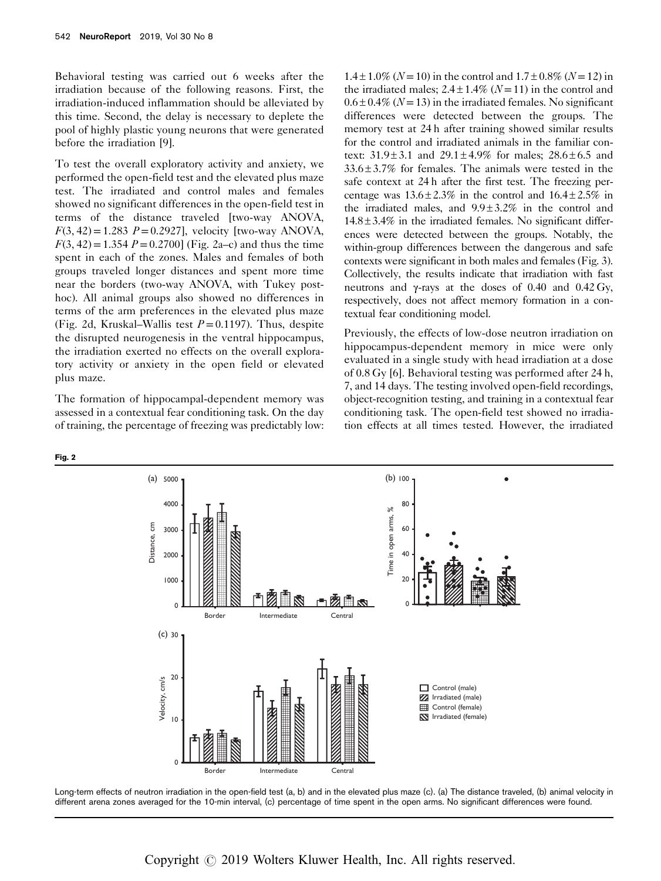Behavioral testing was carried out 6 weeks after the irradiation because of the following reasons. First, the irradiation-induced inflammation should be alleviated by this time. Second, the delay is necessary to deplete the pool of highly plastic young neurons that were generated before the irradiation [9].

To test the overall exploratory activity and anxiety, we performed the open-field test and the elevated plus maze test. The irradiated and control males and females showed no significant differences in the open-field test in terms of the distance traveled [two-way ANOVA, $F(3, 42) = 1.283$ $P = 0.2927$], velocity [two-way ANOVA, $F(3, 42) = 1.354$ $P = 0.2700$] (Fig. 2a–c) and thus the time spent in each of the zones. Males and females of both groups traveled longer distances and spent more time near the borders (two-way ANOVA, with Tukey post-hoc). All animal groups also showed no differences in terms of the arm preferences in the elevated plus maze (Fig. 2d, Kruskal–Wallis test $P = 0.1197$). Thus, despite the disrupted neurogenesis in the ventral hippocampus, the irradiation exerted no effects on the overall exploratory activity or anxiety in the open field or elevated plus maze.

The formation of hippocampal-dependent memory was assessed in a contextual fear conditioning task. On the day of training, the percentage of freezing was predictably low: $1.4 \pm 1.0\%$ ($N = 10$) in the control and $1.7 \pm 0.8\%$ ($N = 12$) in the irradiated males; $2.4 \pm 1.4\%$ ($N = 11$) in the control and $0.6 \pm 0.4\%$ ($N = 13$) in the irradiated females. No significant differences were detected between the groups. The memory test at 24 h after training showed similar results for the control and irradiated animals in the familiar context: $31.9 \pm 3.1$ and $29.1 \pm 4.9\%$ for males; $28.6 \pm 6.5$ and $33.6 \pm 3.7\%$ for females. The animals were tested in the safe context at 24 h after the first test. The freezing percentage was $13.6 \pm 2.3\%$ in the control and $16.4 \pm 2.5\%$ in the irradiated males, and $9.9 \pm 3.2\%$ in the control and $14.8 \pm 3.4\%$ in the irradiated females. No significant differences were detected between the groups. Notably, the within-group differences between the dangerous and safe contexts were significant in both males and females (Fig. 3). Collectively, the results indicate that irradiation with fast neutrons and γ-rays at the doses of 0.40 and 0.42 Gy, respectively, does not affect memory formation in a contextual fear conditioning model.

Previously, the effects of low-dose neutron irradiation on hippocampus-dependent memory in mice were only evaluated in a single study with head irradiation at a dose of 0.8 Gy [6]. Behavioral testing was performed after 24 h, 7, and 14 days. The testing involved open-field recordings, object-recognition testing, and training in a contextual fear conditioning task. The open-field test showed no irradiation effects at all times tested. However, the irradiated

**Fig. 2**

Long-term effects of neutron irradiation in the open-field test (a, b) and in the elevated plus maze (c). (a) The distance traveled, (b) animal velocity in different arena zones averaged for the 10-min interval, (c) percentage of time spent in the open arms. No significant differences were found.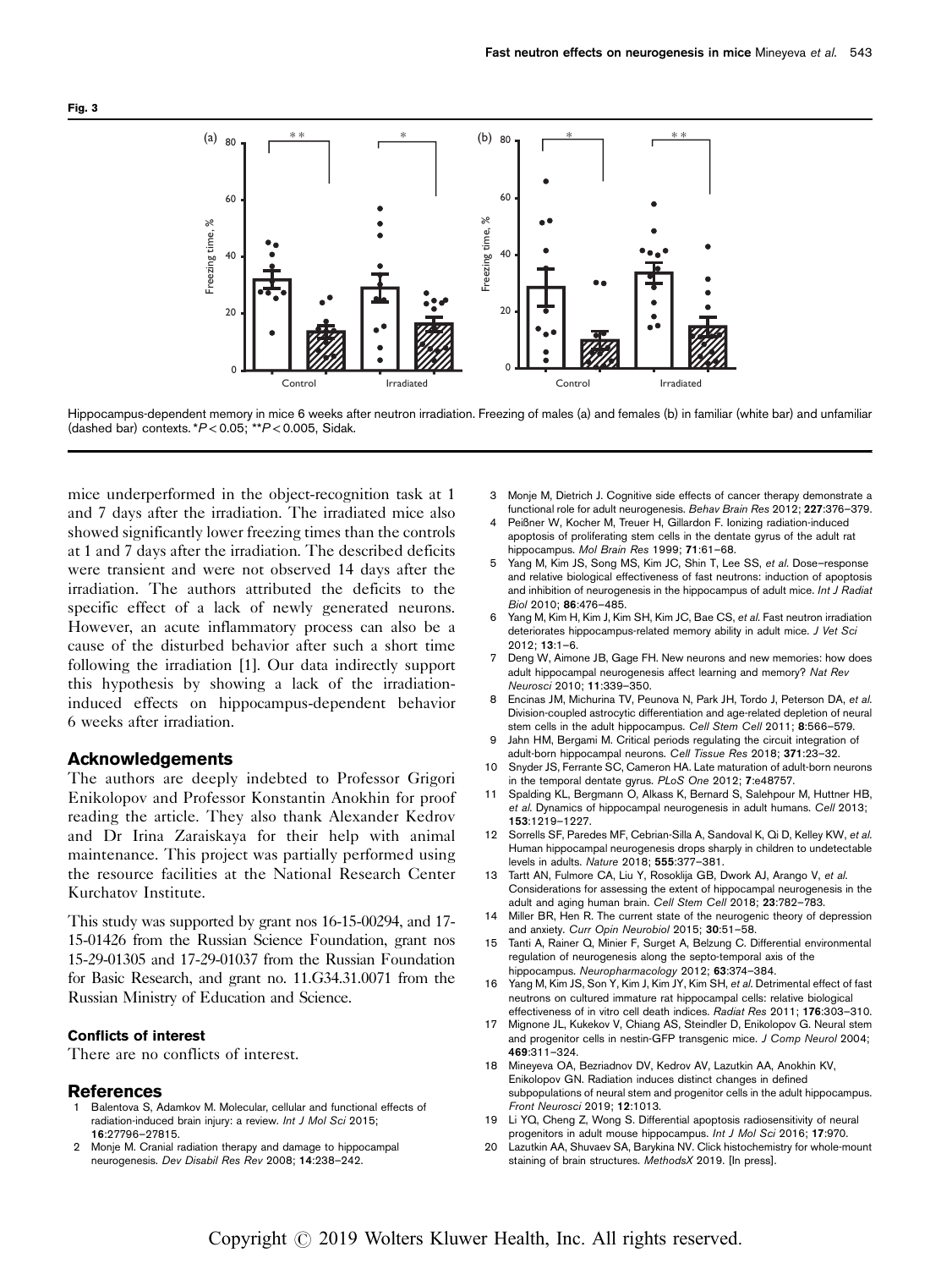Fig. 3

(a) 80 60 40 20 0 Freezing time, % ** * Control Irradiated

(b) 80 60 40 20 0 Freezing time, % * ** Control Irradiated

Hippocampus-dependent memory in mice 6 weeks after neutron irradiation. Freezing of males (a) and females (b) in familiar (white bar) and unfamiliar (dashed bar) contexts. $*P < 0.05$; $**P < 0.005$, Sidak.

mice underperformed in the object-recognition task at 1 and 7 days after the irradiation. The irradiated mice also showed significantly lower freezing times than the controls at 1 and 7 days after the irradiation. The described deficits were transient and were not observed 14 days after the irradiation. The authors attributed the deficits to the specific effect of a lack of newly generated neurons. However, an acute inflammatory process can also be a cause of the disturbed behavior after such a short time following the irradiation [1]. Our data indirectly support this hypothesis by showing a lack of the irradiation-induced effects on hippocampus-dependent behavior 6 weeks after irradiation.

## Acknowledgements

The authors are deeply indebted to Professor Grigori Enikolopov and Professor Konstantin Anokhin for proof reading the article. They also thank Alexander Kedrov and Dr Irina Zaraiskaya for their help with animal maintenance. This project was partially performed using the resource facilities at the National Research Center Kurchatov Institute.

This study was supported by grant nos 16-15-00294, and 17-15-01426 from the Russian Science Foundation, grant nos 15-29-01305 and 17-29-01037 from the Russian Foundation for Basic Research, and grant no. 11.G34.31.0071 from the Russian Ministry of Education and Science.

### Conflicts of interest

There are no conflicts of interest.

## References

1. Balentova S, Adamkov M. Molecular, cellular and functional effects of radiation-induced brain injury: a review. *Int J Mol Sci* 2015; **16**:27796–27815.
2. Monje M. Cranial radiation therapy and damage to hippocampal neurogenesis. *Dev Disabil Res Rev* 2008; **14**:238–242.
3. Monje M, Dietrich J. Cognitive side effects of cancer therapy demonstrate a functional role for adult neurogenesis. *Behav Brain Res* 2012; **227**:376–379.
4. Peißner W, Kocher M, Treuer H, Gillardon F. Ionizing radiation-induced apoptosis of proliferating stem cells in the dentate gyrus of the adult rat hippocampus. *Mol Brain Res* 1999; **71**:61–68.
5. Yang M, Kim JS, Song MS, Kim JC, Shin T, Lee SS, *et al.* Dose–response and relative biological effectiveness of fast neutrons: induction of apoptosis and inhibition of neurogenesis in the hippocampus of adult mice. *Int J Radiat Biol* 2010; **86**:476–485.
6. Yang M, Kim H, Kim J, Kim SH, Kim JC, Bae CS, *et al.* Fast neutron irradiation deteriorates hippocampus-related memory ability in adult mice. *J Vet Sci* 2012; **13**:1–6.
7. Deng W, Aimone JB, Gage FH. New neurons and new memories: how does adult hippocampal neurogenesis affect learning and memory? *Nat Rev Neurosci* 2010; **11**:339–350.
8. Encinas JM, Michurina TV, Peunova N, Park JH, Tordo J, Peterson DA, *et al.* Division-coupled astrocytic differentiation and age-related depletion of neural stem cells in the adult hippocampus. *Cell Stem Cell* 2011; **8**:566–579.
9. Jahn HM, Bergami M. Critical periods regulating the circuit integration of adult-born hippocampal neurons. *Cell Tissue Res* 2018; **371**:23–32.
10. Snyder JS, Ferrante SC, Cameron HA. Late maturation of adult-born neurons in the temporal dentate gyrus. *PLoS One* 2012; **7**:e48757.
11. Spalding KL, Bergmann O, Alkass K, Bernard S, Salehpour M, Huttner HB, *et al.* Dynamics of hippocampal neurogenesis in adult humans. *Cell* 2013; **153**:1219–1227.
12. Sorrells SF, Paredes MF, Cebrian-Silla A, Sandoval K, Qi D, Kelley KW, *et al.* Human hippocampal neurogenesis drops sharply in children to undetectable levels in adults. *Nature* 2018; **555**:377–381.
13. Tartt AN, Fulmore CA, Liu Y, Rosoklija GB, Dwork AJ, Arango V, *et al.* Considerations for assessing the extent of hippocampal neurogenesis in the adult and aging human brain. *Cell Stem Cell* 2018; **23**:782–783.
14. Miller BR, Hen R. The current state of the neurogenic theory of depression and anxiety. *Curr Opin Neurobiol* 2015; **30**:51–58.
15. Tanti A, Rainer Q, Minier F, Surget A, Belzung C. Differential environmental regulation of neurogenesis along the septo-temporal axis of the hippocampus. *Neuropharmacology* 2012; **63**:374–384.
16. Yang M, Kim JS, Son Y, Kim J, Kim JY, Kim SH, *et al.* Detrimental effect of fast neutrons on cultured immature rat hippocampal cells: relative biological effectiveness of in vitro cell death indices. *Radiat Res* 2011; **176**:303–310.
17. Mignone JL, Kukekov V, Chiang AS, Steindler D, Enikolopov G. Neural stem and progenitor cells in nestin-GFP transgenic mice. *J Comp Neurol* 2004; **469**:311–324.
18. Mineyeva OA, Bezriadnov DV, Kedrov AV, Lazutkin AA, Anokhin KV, Enikolopov GN. Radiation induces distinct changes in defined subpopulations of neural stem and progenitor cells in the adult hippocampus. *Front Neurosci* 2019; **12**:1013.
19. Li YQ, Cheng Z, Wong S. Differential apoptosis radiosensitivity of neural progenitors in adult mouse hippocampus. *Int J Mol Sci* 2016; **17**:970.
20. Lazutkin AA, Shuvaev SA, Barykina NV. Click histochemistry for whole-mount staining of brain structures. *MethodsX* 2019. [In press].

Copyright © 2019 Wolters Kluwer Health, Inc. All rights reserved.